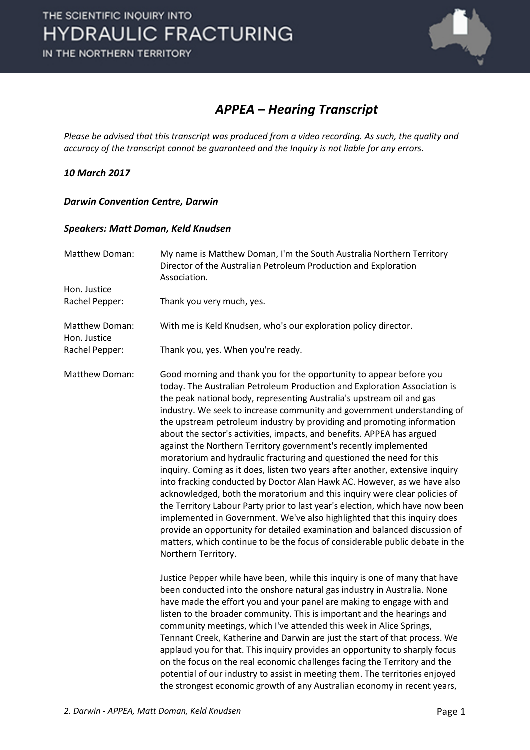# APPEA – Hearing Transcript

*Please be advised that this transcript was produced from a video recording. As such, the quality and accuracy of the transcript cannot be guaranteed and the Inquiry is not liable for any errors.*

***10 March 2017***

***Darwin Convention Centre, Darwin***

***Speakers: Matt Doman, Keld Knudsen***

| | |
|---|---|
| Matthew Doman: | My name is Matthew Doman, I'm the South Australia Northern Territory Director of the Australian Petroleum Production and Exploration Association. |
| Hon. Justice Rachel Pepper: | Thank you very much, yes. |
| Matthew Doman: | With me is Keld Knudsen, who's our exploration policy director. |
| Hon. Justice Rachel Pepper: | Thank you, yes. When you're ready. |
| Matthew Doman: | Good morning and thank you for the opportunity to appear before you today. The Australian Petroleum Production and Exploration Association is the peak national body, representing Australia's upstream oil and gas industry. We seek to increase community and government understanding of the upstream petroleum industry by providing and promoting information about the sector's activities, impacts, and benefits. APPEA has argued against the Northern Territory government's recently implemented moratorium and hydraulic fracturing and questioned the need for this inquiry. Coming as it does, listen two years after another, extensive inquiry into fracking conducted by Doctor Alan Hawk AC. However, as we have also acknowledged, both the moratorium and this inquiry were clear policies of the Territory Labour Party prior to last year's election, which have now been implemented in Government. We've also highlighted that this inquiry does provide an opportunity for detailed examination and balanced discussion of matters, which continue to be the focus of considerable public debate in the Northern Territory.<br><br>Justice Pepper while have been, while this inquiry is one of many that have been conducted into the onshore natural gas industry in Australia. None have made the effort you and your panel are making to engage with and listen to the broader community. This is important and the hearings and community meetings, which I've attended this week in Alice Springs, Tennant Creek, Katherine and Darwin are just the start of that process. We applaud you for that. This inquiry provides an opportunity to sharply focus on the focus on the real economic challenges facing the Territory and the potential of our industry to assist in meeting them. The territories enjoyed the strongest economic growth of any Australian economy in recent years, |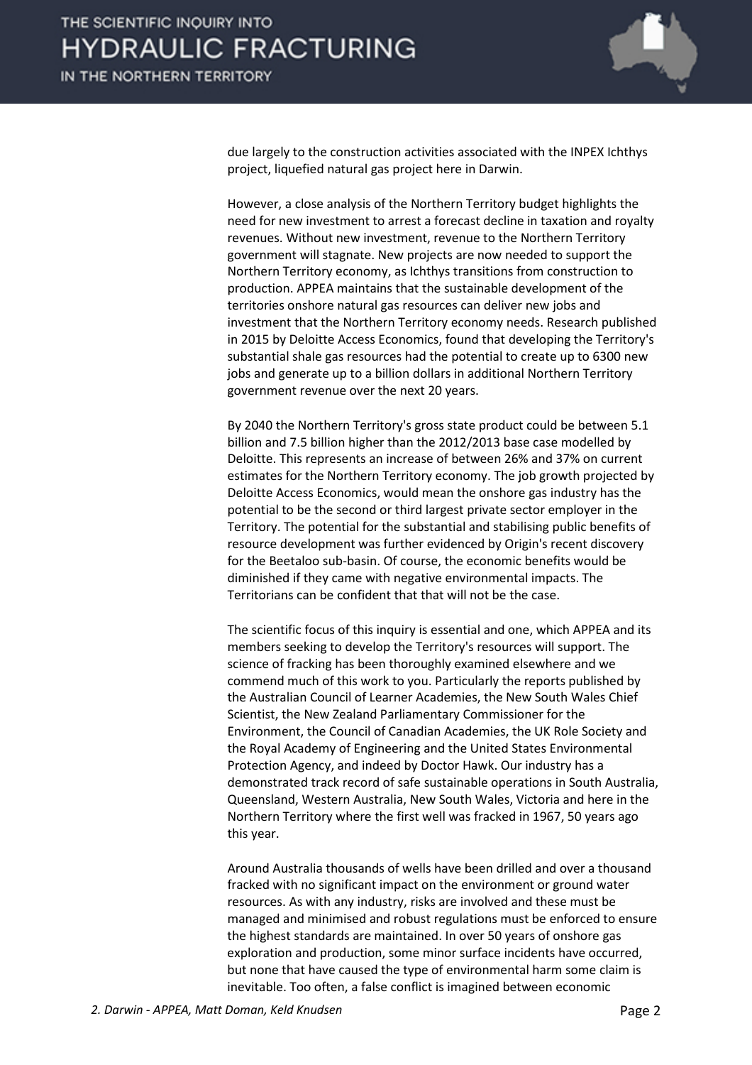due largely to the construction activities associated with the INPEX Ichthys project, liquefied natural gas project here in Darwin.

However, a close analysis of the Northern Territory budget highlights the need for new investment to arrest a forecast decline in taxation and royalty revenues. Without new investment, revenue to the Northern Territory government will stagnate. New projects are now needed to support the Northern Territory economy, as Ichthys transitions from construction to production. APPEA maintains that the sustainable development of the territories onshore natural gas resources can deliver new jobs and investment that the Northern Territory economy needs. Research published in 2015 by Deloitte Access Economics, found that developing the Territory's substantial shale gas resources had the potential to create up to 6300 new jobs and generate up to a billion dollars in additional Northern Territory government revenue over the next 20 years.

By 2040 the Northern Territory's gross state product could be between 5.1 billion and 7.5 billion higher than the 2012/2013 base case modelled by Deloitte. This represents an increase of between 26% and 37% on current estimates for the Northern Territory economy. The job growth projected by Deloitte Access Economics, would mean the onshore gas industry has the potential to be the second or third largest private sector employer in the Territory. The potential for the substantial and stabilising public benefits of resource development was further evidenced by Origin's recent discovery for the Beetaloo sub-basin. Of course, the economic benefits would be diminished if they came with negative environmental impacts. The Territorians can be confident that that will not be the case.

The scientific focus of this inquiry is essential and one, which APPEA and its members seeking to develop the Territory's resources will support. The science of fracking has been thoroughly examined elsewhere and we commend much of this work to you. Particularly the reports published by the Australian Council of Learner Academies, the New South Wales Chief Scientist, the New Zealand Parliamentary Commissioner for the Environment, the Council of Canadian Academies, the UK Role Society and the Royal Academy of Engineering and the United States Environmental Protection Agency, and indeed by Doctor Hawk. Our industry has a demonstrated track record of safe sustainable operations in South Australia, Queensland, Western Australia, New South Wales, Victoria and here in the Northern Territory where the first well was fracked in 1967, 50 years ago this year.

Around Australia thousands of wells have been drilled and over a thousand fracked with no significant impact on the environment or ground water resources. As with any industry, risks are involved and these must be managed and minimised and robust regulations must be enforced to ensure the highest standards are maintained. In over 50 years of onshore gas exploration and production, some minor surface incidents have occurred, but none that have caused the type of environmental harm some claim is inevitable. Too often, a false conflict is imagined between economic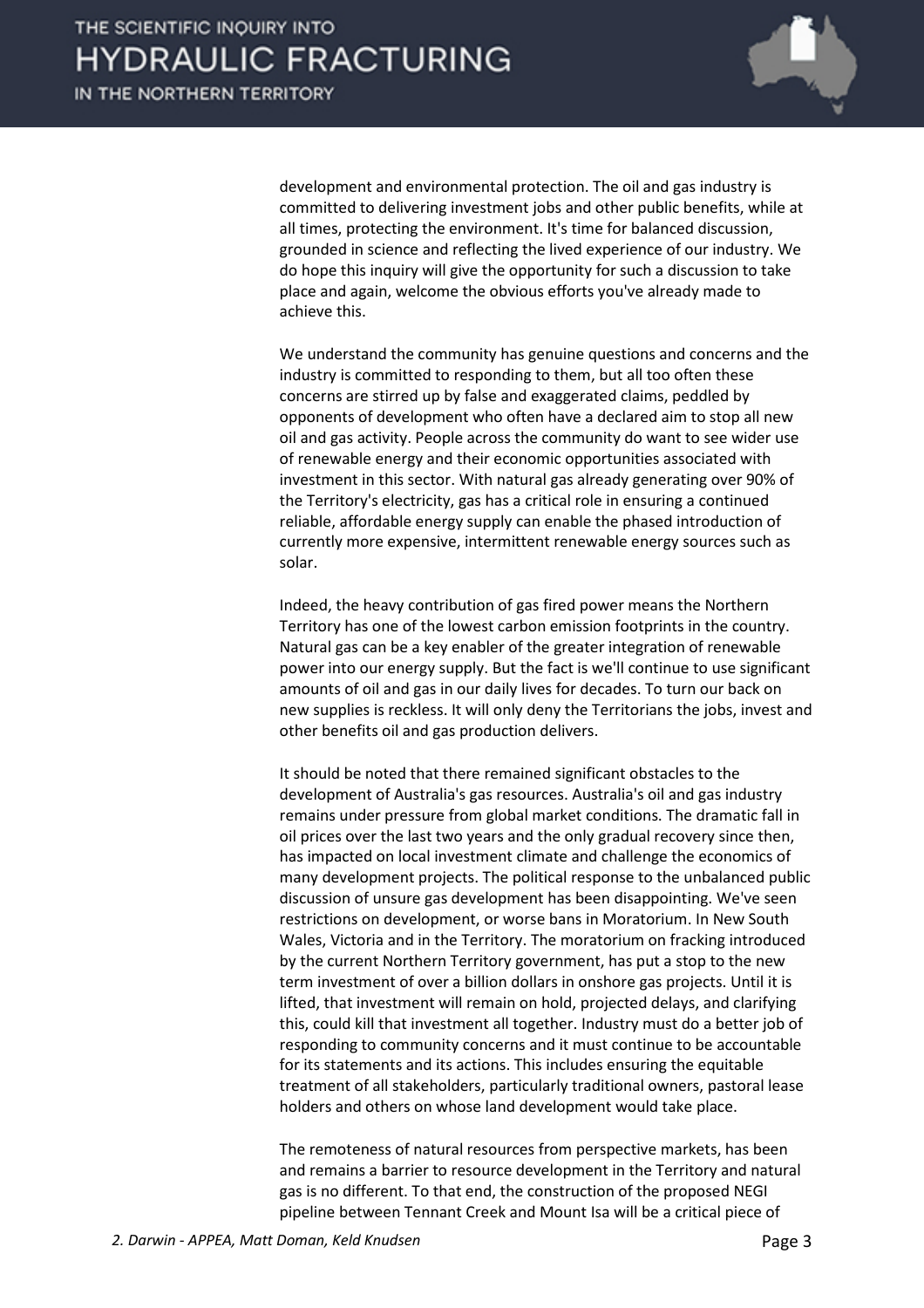development and environmental protection. The oil and gas industry is committed to delivering investment jobs and other public benefits, while at all times, protecting the environment. It's time for balanced discussion, grounded in science and reflecting the lived experience of our industry. We do hope this inquiry will give the opportunity for such a discussion to take place and again, welcome the obvious efforts you've already made to achieve this.

We understand the community has genuine questions and concerns and the industry is committed to responding to them, but all too often these concerns are stirred up by false and exaggerated claims, peddled by opponents of development who often have a declared aim to stop all new oil and gas activity. People across the community do want to see wider use of renewable energy and their economic opportunities associated with investment in this sector. With natural gas already generating over 90% of the Territory's electricity, gas has a critical role in ensuring a continued reliable, affordable energy supply can enable the phased introduction of currently more expensive, intermittent renewable energy sources such as solar.

Indeed, the heavy contribution of gas fired power means the Northern Territory has one of the lowest carbon emission footprints in the country. Natural gas can be a key enabler of the greater integration of renewable power into our energy supply. But the fact is we'll continue to use significant amounts of oil and gas in our daily lives for decades. To turn our back on new supplies is reckless. It will only deny the Territorians the jobs, invest and other benefits oil and gas production delivers.

It should be noted that there remained significant obstacles to the development of Australia's gas resources. Australia's oil and gas industry remains under pressure from global market conditions. The dramatic fall in oil prices over the last two years and the only gradual recovery since then, has impacted on local investment climate and challenge the economics of many development projects. The political response to the unbalanced public discussion of unsure gas development has been disappointing. We've seen restrictions on development, or worse bans in Moratorium. In New South Wales, Victoria and in the Territory. The moratorium on fracking introduced by the current Northern Territory government, has put a stop to the new term investment of over a billion dollars in onshore gas projects. Until it is lifted, that investment will remain on hold, projected delays, and clarifying this, could kill that investment all together. Industry must do a better job of responding to community concerns and it must continue to be accountable for its statements and its actions. This includes ensuring the equitable treatment of all stakeholders, particularly traditional owners, pastoral lease holders and others on whose land development would take place.

The remoteness of natural resources from perspective markets, has been and remains a barrier to resource development in the Territory and natural gas is no different. To that end, the construction of the proposed NEGI pipeline between Tennant Creek and Mount Isa will be a critical piece of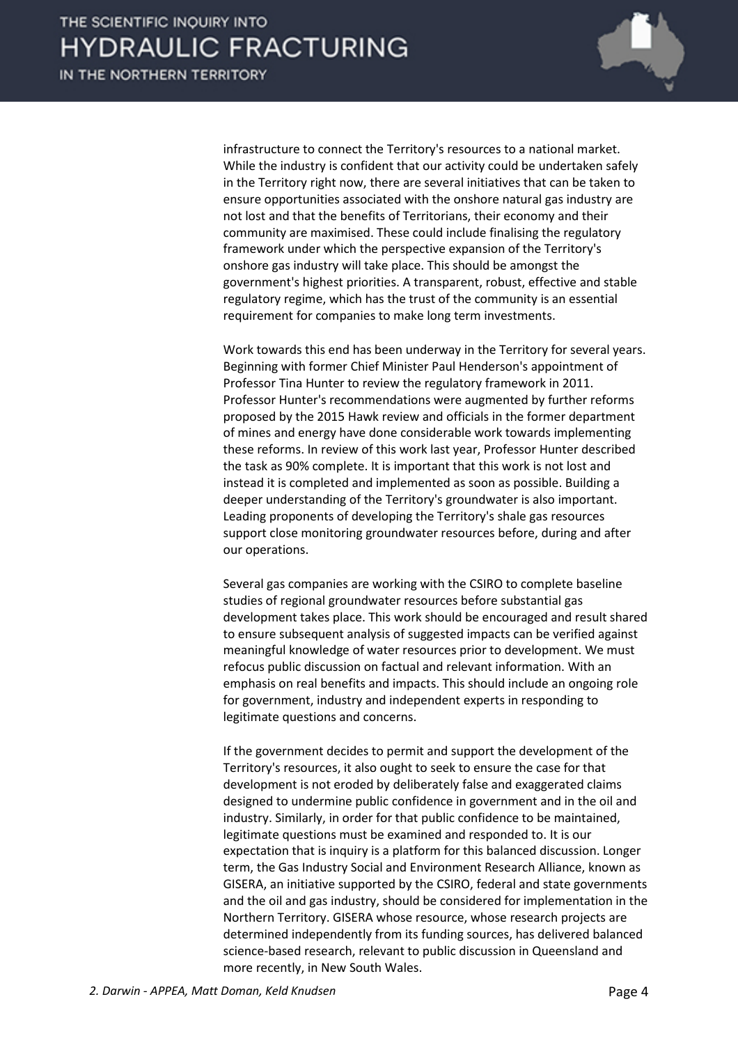infrastructure to connect the Territory's resources to a national market. While the industry is confident that our activity could be undertaken safely in the Territory right now, there are several initiatives that can be taken to ensure opportunities associated with the onshore natural gas industry are not lost and that the benefits of Territorians, their economy and their community are maximised. These could include finalising the regulatory framework under which the perspective expansion of the Territory's onshore gas industry will take place. This should be amongst the government's highest priorities. A transparent, robust, effective and stable regulatory regime, which has the trust of the community is an essential requirement for companies to make long term investments.

Work towards this end has been underway in the Territory for several years. Beginning with former Chief Minister Paul Henderson's appointment of Professor Tina Hunter to review the regulatory framework in 2011. Professor Hunter's recommendations were augmented by further reforms proposed by the 2015 Hawk review and officials in the former department of mines and energy have done considerable work towards implementing these reforms. In review of this work last year, Professor Hunter described the task as 90% complete. It is important that this work is not lost and instead it is completed and implemented as soon as possible. Building a deeper understanding of the Territory's groundwater is also important. Leading proponents of developing the Territory's shale gas resources support close monitoring groundwater resources before, during and after our operations.

Several gas companies are working with the CSIRO to complete baseline studies of regional groundwater resources before substantial gas development takes place. This work should be encouraged and result shared to ensure subsequent analysis of suggested impacts can be verified against meaningful knowledge of water resources prior to development. We must refocus public discussion on factual and relevant information. With an emphasis on real benefits and impacts. This should include an ongoing role for government, industry and independent experts in responding to legitimate questions and concerns.

If the government decides to permit and support the development of the Territory's resources, it also ought to seek to ensure the case for that development is not eroded by deliberately false and exaggerated claims designed to undermine public confidence in government and in the oil and industry. Similarly, in order for that public confidence to be maintained, legitimate questions must be examined and responded to. It is our expectation that is inquiry is a platform for this balanced discussion. Longer term, the Gas Industry Social and Environment Research Alliance, known as GISERA, an initiative supported by the CSIRO, federal and state governments and the oil and gas industry, should be considered for implementation in the Northern Territory. GISERA whose resource, whose research projects are determined independently from its funding sources, has delivered balanced science-based research, relevant to public discussion in Queensland and more recently, in New South Wales.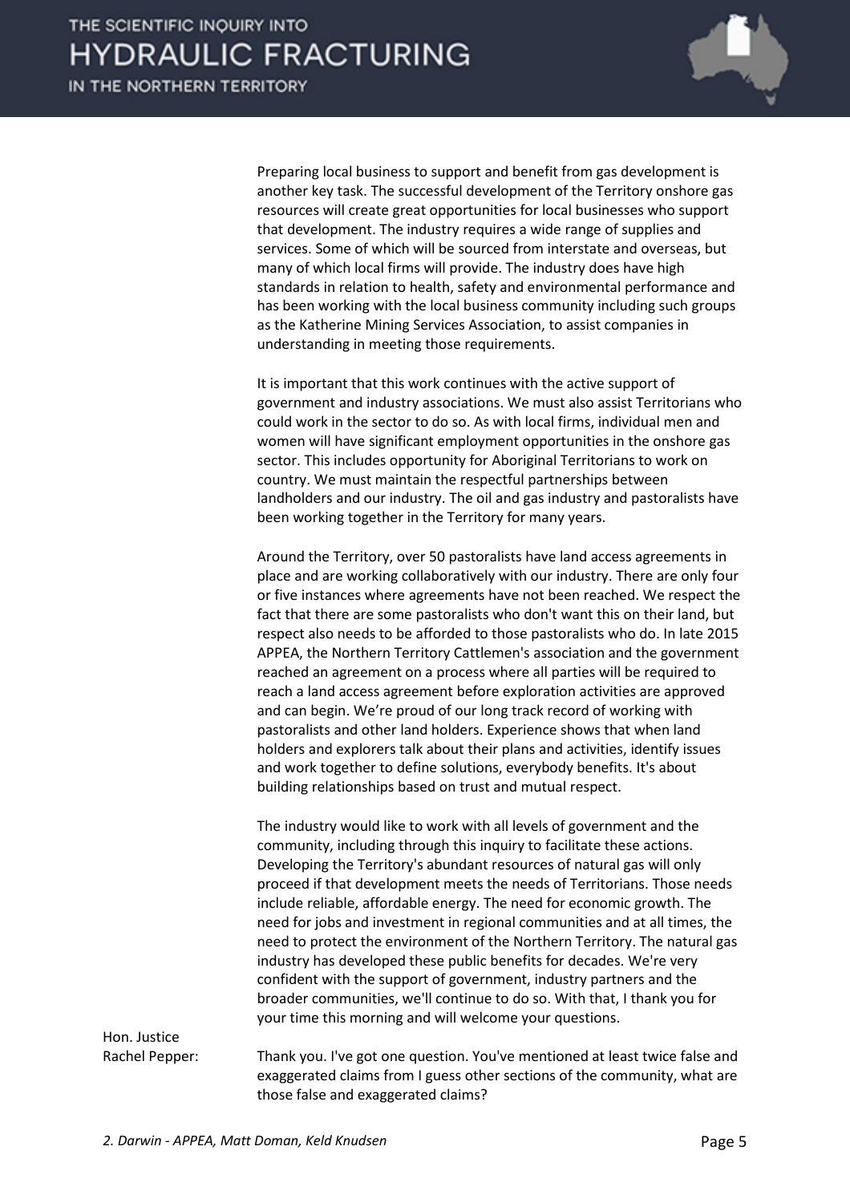Preparing local business to support and benefit from gas development is another key task. The successful development of the Territory onshore gas resources will create great opportunities for local businesses who support that development. The industry requires a wide range of supplies and services. Some of which will be sourced from interstate and overseas, but many of which local firms will provide. The industry does have high standards in relation to health, safety and environmental performance and has been working with the local business community including such groups as the Katherine Mining Services Association, to assist companies in understanding in meeting those requirements.

It is important that this work continues with the active support of government and industry associations. We must also assist Territorians who could work in the sector to do so. As with local firms, individual men and women will have significant employment opportunities in the onshore gas sector. This includes opportunity for Aboriginal Territorians to work on country. We must maintain the respectful partnerships between landholders and our industry. The oil and gas industry and pastoralists have been working together in the Territory for many years.

Around the Territory, over 50 pastoralists have land access agreements in place and are working collaboratively with our industry. There are only four or five instances where agreements have not been reached. We respect the fact that there are some pastoralists who don't want this on their land, but respect also needs to be afforded to those pastoralists who do. In late 2015 APPEA, the Northern Territory Cattlemen's association and the government reached an agreement on a process where all parties will be required to reach a land access agreement before exploration activities are approved and can begin. We're proud of our long track record of working with pastoralists and other land holders. Experience shows that when land holders and explorers talk about their plans and activities, identify issues and work together to define solutions, everybody benefits. It's about building relationships based on trust and mutual respect.

The industry would like to work with all levels of government and the community, including through this inquiry to facilitate these actions. Developing the Territory's abundant resources of natural gas will only proceed if that development meets the needs of Territorians. Those needs include reliable, affordable energy. The need for economic growth. The need for jobs and investment in regional communities and at all times, the need to protect the environment of the Northern Territory. The natural gas industry has developed these public benefits for decades. We're very confident with the support of government, industry partners and the broader communities, we'll continue to do so. With that, I thank you for your time this morning and will welcome your questions.

Hon. Justice Rachel Pepper: Thank you. I've got one question. You've mentioned at least twice false and exaggerated claims from I guess other sections of the community, what are those false and exaggerated claims?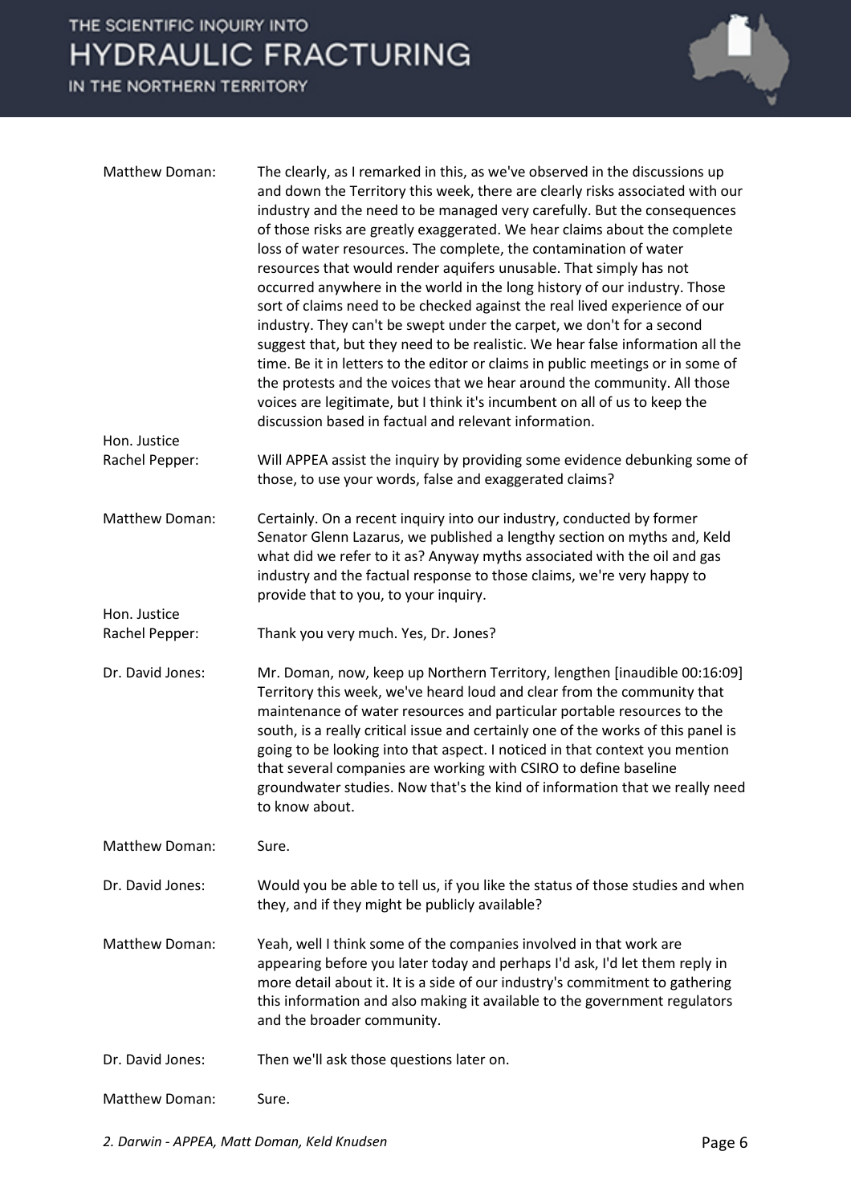| | |
|---|---|
| Matthew Doman: | The clearly, as I remarked in this, as we've observed in the discussions up and down the Territory this week, there are clearly risks associated with our industry and the need to be managed very carefully. But the consequences of those risks are greatly exaggerated. We hear claims about the complete loss of water resources. The complete, the contamination of water resources that would render aquifers unusable. That simply has not occurred anywhere in the world in the long history of our industry. Those sort of claims need to be checked against the real lived experience of our industry. They can't be swept under the carpet, we don't for a second suggest that, but they need to be realistic. We hear false information all the time. Be it in letters to the editor or claims in public meetings or in some of the protests and the voices that we hear around the community. All those voices are legitimate, but I think it's incumbent on all of us to keep the discussion based in factual and relevant information. |
| Hon. Justice Rachel Pepper: | Will APPEA assist the inquiry by providing some evidence debunking some of those, to use your words, false and exaggerated claims? |
| Matthew Doman: | Certainly. On a recent inquiry into our industry, conducted by former Senator Glenn Lazarus, we published a lengthy section on myths and, Keld what did we refer to it as? Anyway myths associated with the oil and gas industry and the factual response to those claims, we're very happy to provide that to you, to your inquiry. |
| Hon. Justice Rachel Pepper: | Thank you very much. Yes, Dr. Jones? |
| Dr. David Jones: | Mr. Doman, now, keep up Northern Territory, lengthen [inaudible 00:16:09] Territory this week, we've heard loud and clear from the community that maintenance of water resources and particular portable resources to the south, is a really critical issue and certainly one of the works of this panel is going to be looking into that aspect. I noticed in that context you mention that several companies are working with CSIRO to define baseline groundwater studies. Now that's the kind of information that we really need to know about. |
| Matthew Doman: | Sure. |
| Dr. David Jones: | Would you be able to tell us, if you like the status of those studies and when they, and if they might be publicly available? |
| Matthew Doman: | Yeah, well I think some of the companies involved in that work are appearing before you later today and perhaps I'd ask, I'd let them reply in more detail about it. It is a side of our industry's commitment to gathering this information and also making it available to the government regulators and the broader community. |
| Dr. David Jones: | Then we'll ask those questions later on. |
| Matthew Doman: | Sure. |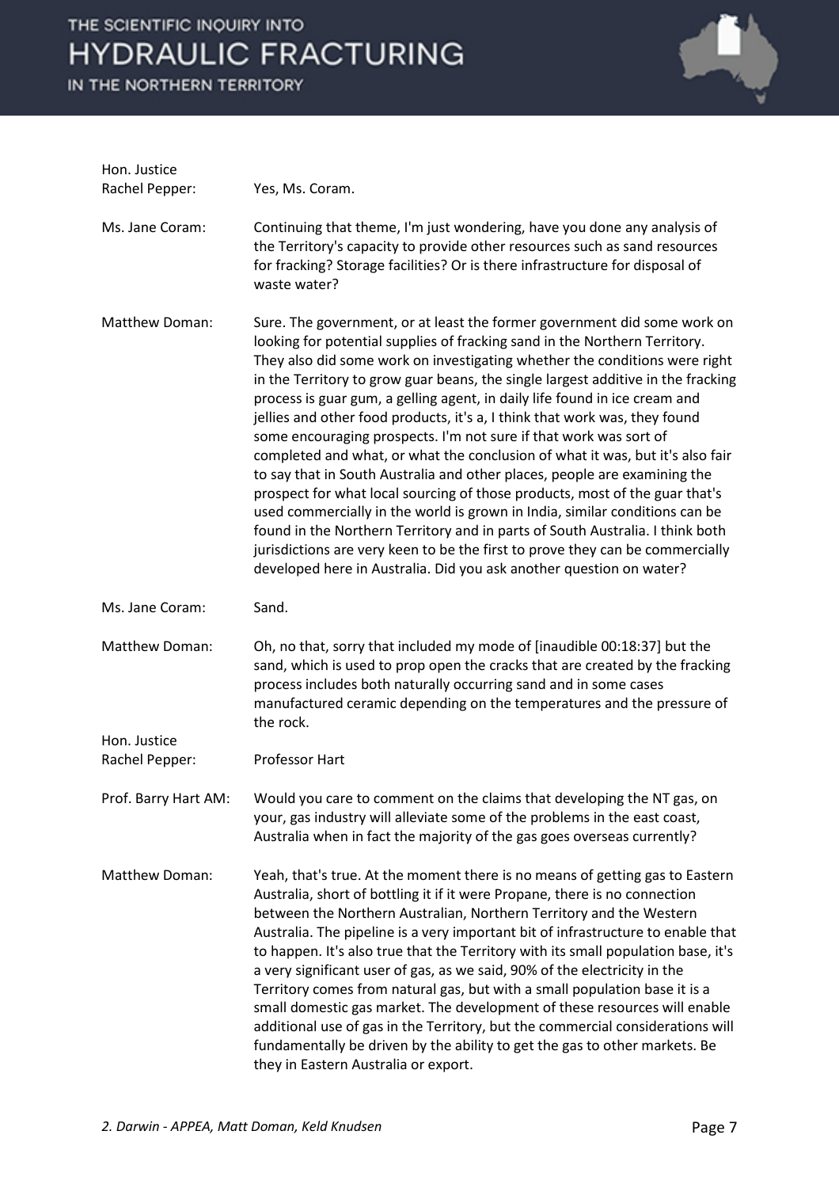**Hon. Justice Rachel Pepper:** Yes, Ms. Coram.

**Ms. Jane Coram:** Continuing that theme, I'm just wondering, have you done any analysis of the Territory's capacity to provide other resources such as sand resources for fracking? Storage facilities? Or is there infrastructure for disposal of waste water?

**Matthew Doman:** Sure. The government, or at least the former government did some work on looking for potential supplies of fracking sand in the Northern Territory. They also did some work on investigating whether the conditions were right in the Territory to grow guar beans, the single largest additive in the fracking process is guar gum, a gelling agent, in daily life found in ice cream and jellies and other food products, it's a, I think that work was, they found some encouraging prospects. I'm not sure if that work was sort of completed and what, or what the conclusion of what it was, but it's also fair to say that in South Australia and other places, people are examining the prospect for what local sourcing of those products, most of the guar that's used commercially in the world is grown in India, similar conditions can be found in the Northern Territory and in parts of South Australia. I think both jurisdictions are very keen to be the first to prove they can be commercially developed here in Australia. Did you ask another question on water?

**Ms. Jane Coram:** Sand.

**Matthew Doman:** Oh, no that, sorry that included my mode of [inaudible 00:18:37] but the sand, which is used to prop open the cracks that are created by the fracking process includes both naturally occurring sand and in some cases manufactured ceramic depending on the temperatures and the pressure of the rock.

**Hon. Justice Rachel Pepper:** Professor Hart

**Prof. Barry Hart AM:** Would you care to comment on the claims that developing the NT gas, on your, gas industry will alleviate some of the problems in the east coast, Australia when in fact the majority of the gas goes overseas currently?

**Matthew Doman:** Yeah, that's true. At the moment there is no means of getting gas to Eastern Australia, short of bottling it if it were Propane, there is no connection between the Northern Australian, Northern Territory and the Western Australia. The pipeline is a very important bit of infrastructure to enable that to happen. It's also true that the Territory with its small population base, it's a very significant user of gas, as we said, 90% of the electricity in the Territory comes from natural gas, but with a small population base it is a small domestic gas market. The development of these resources will enable additional use of gas in the Territory, but the commercial considerations will fundamentally be driven by the ability to get the gas to other markets. Be they in Eastern Australia or export.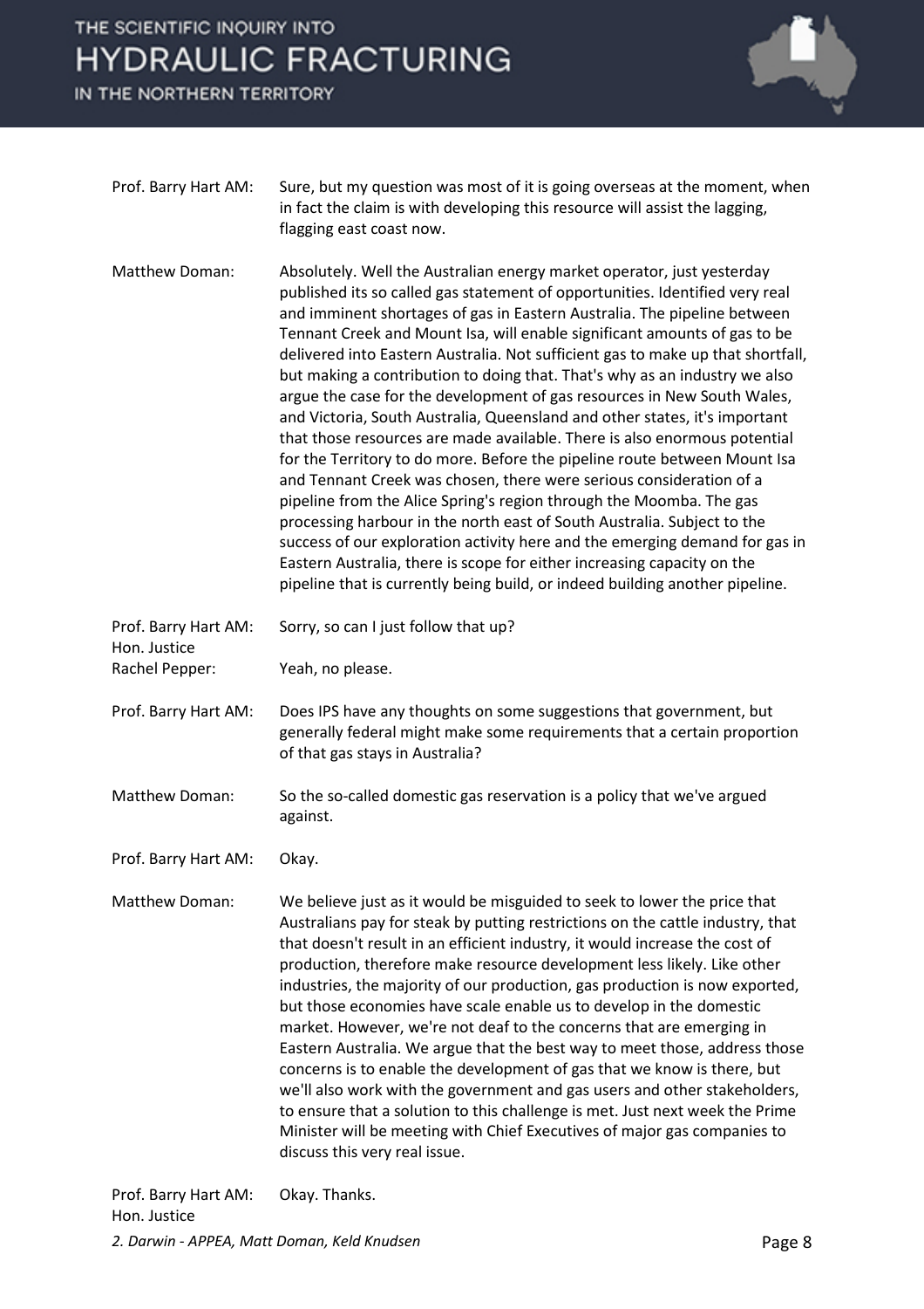Prof. Barry Hart AM: Sure, but my question was most of it is going overseas at the moment, when in fact the claim is with developing this resource will assist the lagging, flagging east coast now.

Matthew Doman: Absolutely. Well the Australian energy market operator, just yesterday published its so called gas statement of opportunities. Identified very real and imminent shortages of gas in Eastern Australia. The pipeline between Tennant Creek and Mount Isa, will enable significant amounts of gas to be delivered into Eastern Australia. Not sufficient gas to make up that shortfall, but making a contribution to doing that. That's why as an industry we also argue the case for the development of gas resources in New South Wales, and Victoria, South Australia, Queensland and other states, it's important that those resources are made available. There is also enormous potential for the Territory to do more. Before the pipeline route between Mount Isa and Tennant Creek was chosen, there were serious consideration of a pipeline from the Alice Spring's region through the Moomba. The gas processing harbour in the north east of South Australia. Subject to the success of our exploration activity here and the emerging demand for gas in Eastern Australia, there is scope for either increasing capacity on the pipeline that is currently being build, or indeed building another pipeline.

Prof. Barry Hart AM: Sorry, so can I just follow that up?

Hon. Justice Rachel Pepper: Yeah, no please.

Prof. Barry Hart AM: Does IPS have any thoughts on some suggestions that government, but generally federal might make some requirements that a certain proportion of that gas stays in Australia?

Matthew Doman: So the so-called domestic gas reservation is a policy that we've argued against.

Prof. Barry Hart AM: Okay.

Matthew Doman: We believe just as it would be misguided to seek to lower the price that Australians pay for steak by putting restrictions on the cattle industry, that that doesn't result in an efficient industry, it would increase the cost of production, therefore make resource development less likely. Like other industries, the majority of our production, gas production is now exported, but those economies have scale enable us to develop in the domestic market. However, we're not deaf to the concerns that are emerging in Eastern Australia. We argue that the best way to meet those, address those concerns is to enable the development of gas that we know is there, but we'll also work with the government and gas users and other stakeholders, to ensure that a solution to this challenge is met. Just next week the Prime Minister will be meeting with Chief Executives of major gas companies to discuss this very real issue.

Prof. Barry Hart AM: Okay. Thanks.

Hon. Justice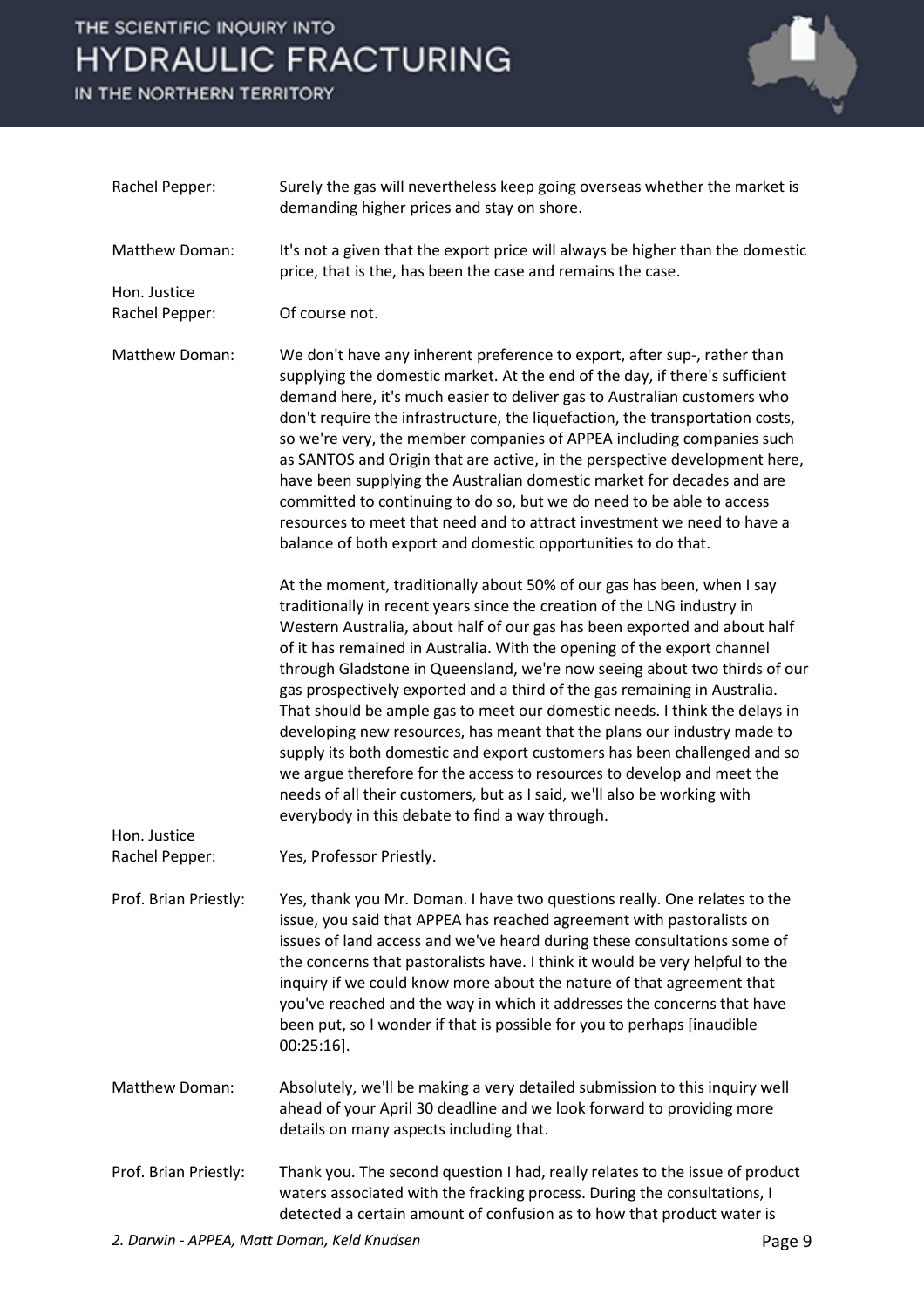**Rachel Pepper:** Surely the gas will nevertheless keep going overseas whether the market is demanding higher prices and stay on shore.

**Matthew Doman:** It's not a given that the export price will always be higher than the domestic price, that is the, has been the case and remains the case.

**Hon. Justice Rachel Pepper:** Of course not.

**Matthew Doman:** We don't have any inherent preference to export, after sup-, rather than supplying the domestic market. At the end of the day, if there's sufficient demand here, it's much easier to deliver gas to Australian customers who don't require the infrastructure, the liquefaction, the transportation costs, so we're very, the member companies of APPEA including companies such as SANTOS and Origin that are active, in the perspective development here, have been supplying the Australian domestic market for decades and are committed to continuing to do so, but we do need to be able to access resources to meet that need and to attract investment we need to have a balance of both export and domestic opportunities to do that.

At the moment, traditionally about 50% of our gas has been, when I say traditionally in recent years since the creation of the LNG industry in Western Australia, about half of our gas has been exported and about half of it has remained in Australia. With the opening of the export channel through Gladstone in Queensland, we're now seeing about two thirds of our gas prospectively exported and a third of the gas remaining in Australia. That should be ample gas to meet our domestic needs. I think the delays in developing new resources, has meant that the plans our industry made to supply its both domestic and export customers has been challenged and so we argue therefore for the access to resources to develop and meet the needs of all their customers, but as I said, we'll also be working with everybody in this debate to find a way through.

**Hon. Justice Rachel Pepper:** Yes, Professor Priestly.

**Prof. Brian Priestly:** Yes, thank you Mr. Doman. I have two questions really. One relates to the issue, you said that APPEA has reached agreement with pastoralists on issues of land access and we've heard during these consultations some of the concerns that pastoralists have. I think it would be very helpful to the inquiry if we could know more about the nature of that agreement that you've reached and the way in which it addresses the concerns that have been put, so I wonder if that is possible for you to perhaps [inaudible 00:25:16].

**Matthew Doman:** Absolutely, we'll be making a very detailed submission to this inquiry well ahead of your April 30 deadline and we look forward to providing more details on many aspects including that.

**Prof. Brian Priestly:** Thank you. The second question I had, really relates to the issue of product waters associated with the fracking process. During the consultations, I detected a certain amount of confusion as to how that product water is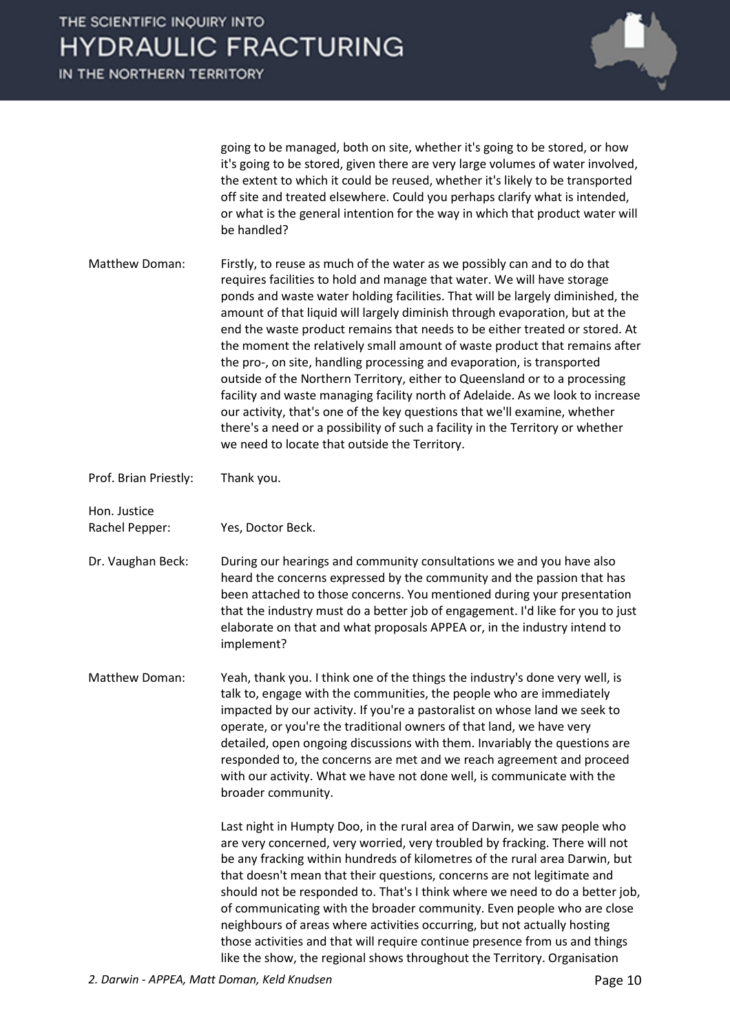going to be managed, both on site, whether it's going to be stored, or how it's going to be stored, given there are very large volumes of water involved, the extent to which it could be reused, whether it's likely to be transported off site and treated elsewhere. Could you perhaps clarify what is intended, or what is the general intention for the way in which that product water will be handled?

**Matthew Doman:** Firstly, to reuse as much of the water as we possibly can and to do that requires facilities to hold and manage that water. We will have storage ponds and waste water holding facilities. That will be largely diminished, the amount of that liquid will largely diminish through evaporation, but at the end the waste product remains that needs to be either treated or stored. At the moment the relatively small amount of waste product that remains after the pro-, on site, handling processing and evaporation, is transported outside of the Northern Territory, either to Queensland or to a processing facility and waste managing facility north of Adelaide. As we look to increase our activity, that's one of the key questions that we'll examine, whether there's a need or a possibility of such a facility in the Territory or whether we need to locate that outside the Territory.

**Prof. Brian Priestly:** Thank you.

**Hon. Justice Rachel Pepper:** Yes, Doctor Beck.

**Dr. Vaughan Beck:** During our hearings and community consultations we and you have also heard the concerns expressed by the community and the passion that has been attached to those concerns. You mentioned during your presentation that the industry must do a better job of engagement. I'd like for you to just elaborate on that and what proposals APPEA or, in the industry intend to implement?

**Matthew Doman:** Yeah, thank you. I think one of the things the industry's done very well, is talk to, engage with the communities, the people who are immediately impacted by our activity. If you're a pastoralist on whose land we seek to operate, or you're the traditional owners of that land, we have very detailed, open ongoing discussions with them. Invariably the questions are responded to, the concerns are met and we reach agreement and proceed with our activity. What we have not done well, is communicate with the broader community.

Last night in Humpty Doo, in the rural area of Darwin, we saw people who are very concerned, very worried, very troubled by fracking. There will not be any fracking within hundreds of kilometres of the rural area Darwin, but that doesn't mean that their questions, concerns are not legitimate and should not be responded to. That's I think where we need to do a better job, of communicating with the broader community. Even people who are close neighbours of areas where activities occurring, but not actually hosting those activities and that will require continue presence from us and things like the show, the regional shows throughout the Territory. Organisation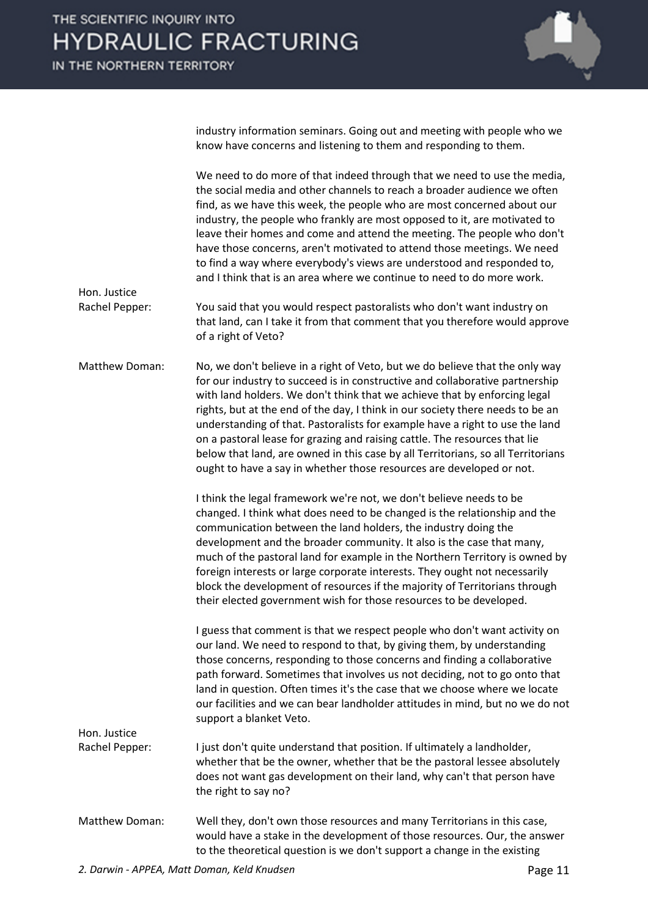industry information seminars. Going out and meeting with people who we know have concerns and listening to them and responding to them.

We need to do more of that indeed through that we need to use the media, the social media and other channels to reach a broader audience we often find, as we have this week, the people who are most concerned about our industry, the people who frankly are most opposed to it, are motivated to leave their homes and come and attend the meeting. The people who don't have those concerns, aren't motivated to attend those meetings. We need to find a way where everybody's views are understood and responded to, and I think that is an area where we continue to need to do more work.

**Hon. Justice Rachel Pepper:** You said that you would respect pastoralists who don't want industry on that land, can I take it from that comment that you therefore would approve of a right of Veto?

**Matthew Doman:** No, we don't believe in a right of Veto, but we do believe that the only way for our industry to succeed is in constructive and collaborative partnership with land holders. We don't think that we achieve that by enforcing legal rights, but at the end of the day, I think in our society there needs to be an understanding of that. Pastoralists for example have a right to use the land on a pastoral lease for grazing and raising cattle. The resources that lie below that land, are owned in this case by all Territorians, so all Territorians ought to have a say in whether those resources are developed or not.

I think the legal framework we're not, we don't believe needs to be changed. I think what does need to be changed is the relationship and the communication between the land holders, the industry doing the development and the broader community. It also is the case that many, much of the pastoral land for example in the Northern Territory is owned by foreign interests or large corporate interests. They ought not necessarily block the development of resources if the majority of Territorians through their elected government wish for those resources to be developed.

I guess that comment is that we respect people who don't want activity on our land. We need to respond to that, by giving them, by understanding those concerns, responding to those concerns and finding a collaborative path forward. Sometimes that involves us not deciding, not to go onto that land in question. Often times it's the case that we choose where we locate our facilities and we can bear landholder attitudes in mind, but no we do not support a blanket Veto.

**Hon. Justice Rachel Pepper:** I just don't quite understand that position. If ultimately a landholder, whether that be the owner, whether that be the pastoral lessee absolutely does not want gas development on their land, why can't that person have the right to say no?

**Matthew Doman:** Well they, don't own those resources and many Territorians in this case, would have a stake in the development of those resources. Our, the answer to the theoretical question is we don't support a change in the existing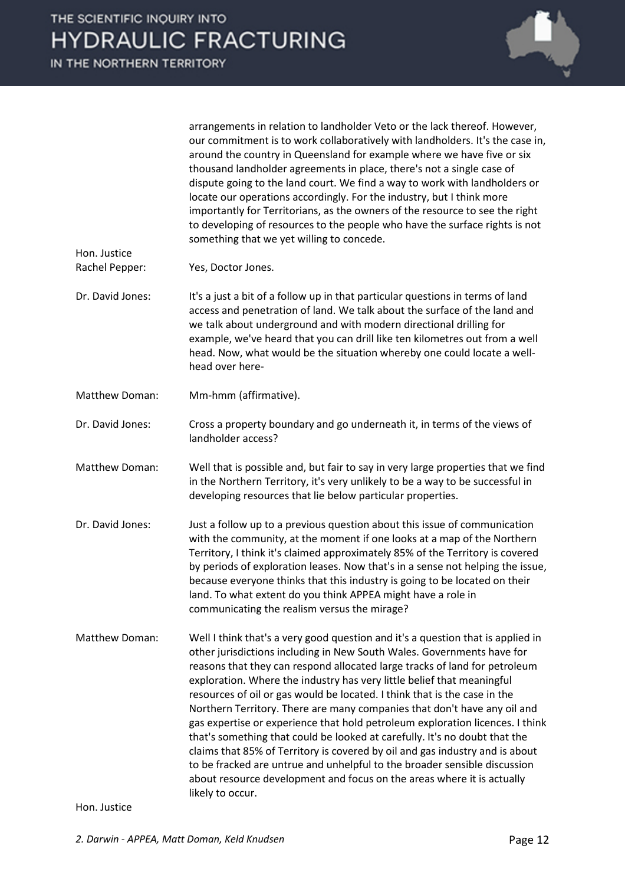arrangements in relation to landholder Veto or the lack thereof. However, our commitment is to work collaboratively with landholders. It's the case in, around the country in Queensland for example where we have five or six thousand landholder agreements in place, there's not a single case of dispute going to the land court. We find a way to work with landholders or locate our operations accordingly. For the industry, but I think more importantly for Territorians, as the owners of the resource to see the right to developing of resources to the people who have the surface rights is not something that we yet willing to concede.

**Hon. Justice Rachel Pepper:** Yes, Doctor Jones.

**Dr. David Jones:** It's a just a bit of a follow up in that particular questions in terms of land access and penetration of land. We talk about the surface of the land and we talk about underground and with modern directional drilling for example, we've heard that you can drill like ten kilometres out from a well head. Now, what would be the situation whereby one could locate a well-head over here-

**Matthew Doman:** Mm-hmm (affirmative).

**Dr. David Jones:** Cross a property boundary and go underneath it, in terms of the views of landholder access?

**Matthew Doman:** Well that is possible and, but fair to say in very large properties that we find in the Northern Territory, it's very unlikely to be a way to be successful in developing resources that lie below particular properties.

**Dr. David Jones:** Just a follow up to a previous question about this issue of communication with the community, at the moment if one looks at a map of the Northern Territory, I think it's claimed approximately 85% of the Territory is covered by periods of exploration leases. Now that's in a sense not helping the issue, because everyone thinks that this industry is going to be located on their land. To what extent do you think APPEA might have a role in communicating the realism versus the mirage?

**Matthew Doman:** Well I think that's a very good question and it's a question that is applied in other jurisdictions including in New South Wales. Governments have for reasons that they can respond allocated large tracks of land for petroleum exploration. Where the industry has very little belief that meaningful resources of oil or gas would be located. I think that is the case in the Northern Territory. There are many companies that don't have any oil and gas expertise or experience that hold petroleum exploration licences. I think that's something that could be looked at carefully. It's no doubt that the claims that 85% of Territory is covered by oil and gas industry and is about to be fracked are untrue and unhelpful to the broader sensible discussion about resource development and focus on the areas where it is actually likely to occur.

**Hon. Justice**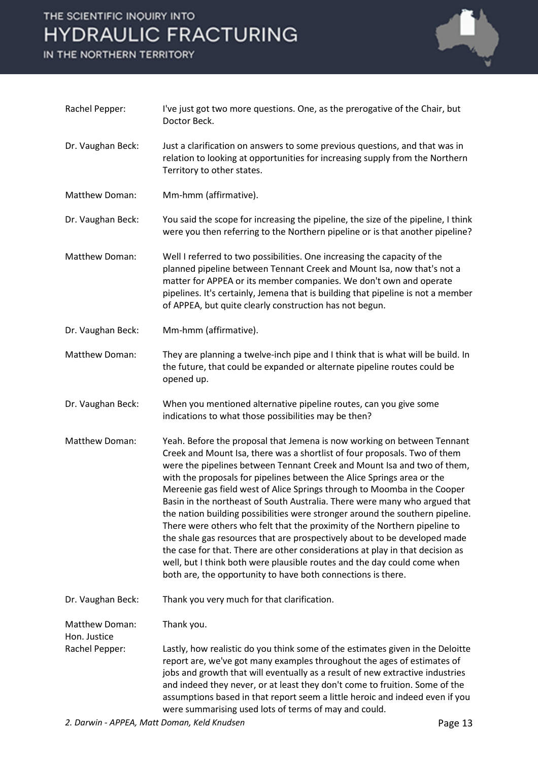Rachel Pepper: I've just got two more questions. One, as the prerogative of the Chair, but Doctor Beck.

Dr. Vaughan Beck: Just a clarification on answers to some previous questions, and that was in relation to looking at opportunities for increasing supply from the Northern Territory to other states.

Matthew Doman: Mm-hmm (affirmative).

Dr. Vaughan Beck: You said the scope for increasing the pipeline, the size of the pipeline, I think were you then referring to the Northern pipeline or is that another pipeline?

Matthew Doman: Well I referred to two possibilities. One increasing the capacity of the planned pipeline between Tennant Creek and Mount Isa, now that's not a matter for APPEA or its member companies. We don't own and operate pipelines. It's certainly, Jemena that is building that pipeline is not a member of APPEA, but quite clearly construction has not begun.

Dr. Vaughan Beck: Mm-hmm (affirmative).

Matthew Doman: They are planning a twelve-inch pipe and I think that is what will be build. In the future, that could be expanded or alternate pipeline routes could be opened up.

Dr. Vaughan Beck: When you mentioned alternative pipeline routes, can you give some indications to what those possibilities may be then?

Matthew Doman: Yeah. Before the proposal that Jemena is now working on between Tennant Creek and Mount Isa, there was a shortlist of four proposals. Two of them were the pipelines between Tennant Creek and Mount Isa and two of them, with the proposals for pipelines between the Alice Springs area or the Mereenie gas field west of Alice Springs through to Moomba in the Cooper Basin in the northeast of South Australia. There were many who argued that the nation building possibilities were stronger around the southern pipeline. There were others who felt that the proximity of the Northern pipeline to the shale gas resources that are prospectively about to be developed made the case for that. There are other considerations at play in that decision as well, but I think both were plausible routes and the day could come when both are, the opportunity to have both connections is there.

Dr. Vaughan Beck: Thank you very much for that clarification.

Matthew Doman: Thank you.

Hon. Justice Rachel Pepper: Lastly, how realistic do you think some of the estimates given in the Deloitte report are, we've got many examples throughout the ages of estimates of jobs and growth that will eventually as a result of new extractive industries and indeed they never, or at least they don't come to fruition. Some of the assumptions based in that report seem a little heroic and indeed even if you were summarising used lots of terms of may and could.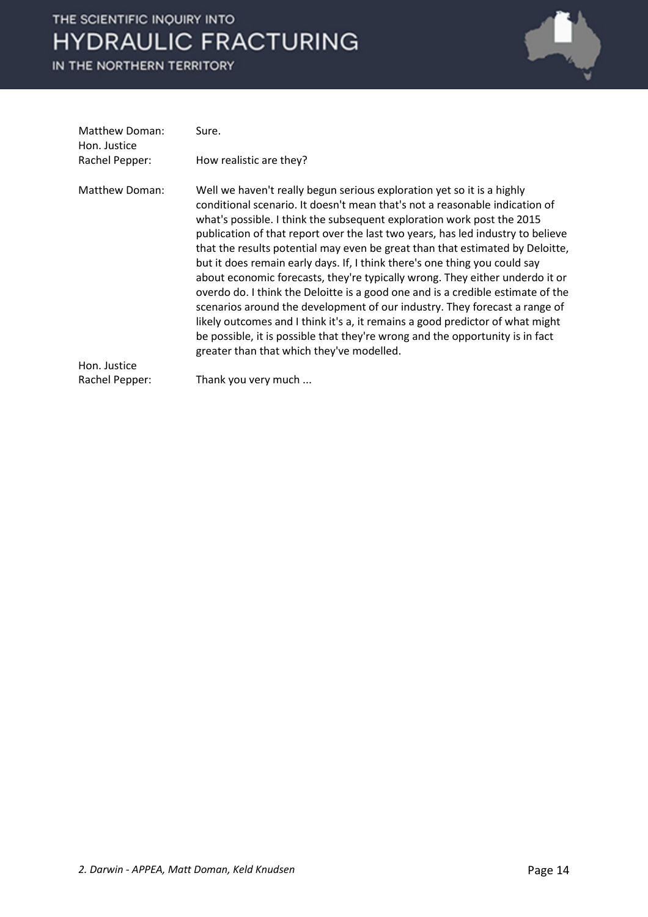Matthew Doman: Sure.

Hon. Justice Rachel Pepper: How realistic are they?

Matthew Doman: Well we haven't really begun serious exploration yet so it is a highly conditional scenario. It doesn't mean that's not a reasonable indication of what's possible. I think the subsequent exploration work post the 2015 publication of that report over the last two years, has led industry to believe that the results potential may even be great than that estimated by Deloitte, but it does remain early days. If, I think there's one thing you could say about economic forecasts, they're typically wrong. They either underdo it or overdo do. I think the Deloitte is a good one and is a credible estimate of the scenarios around the development of our industry. They forecast a range of likely outcomes and I think it's a, it remains a good predictor of what might be possible, it is possible that they're wrong and the opportunity is in fact greater than that which they've modelled.

Hon. Justice Rachel Pepper: Thank you very much ...